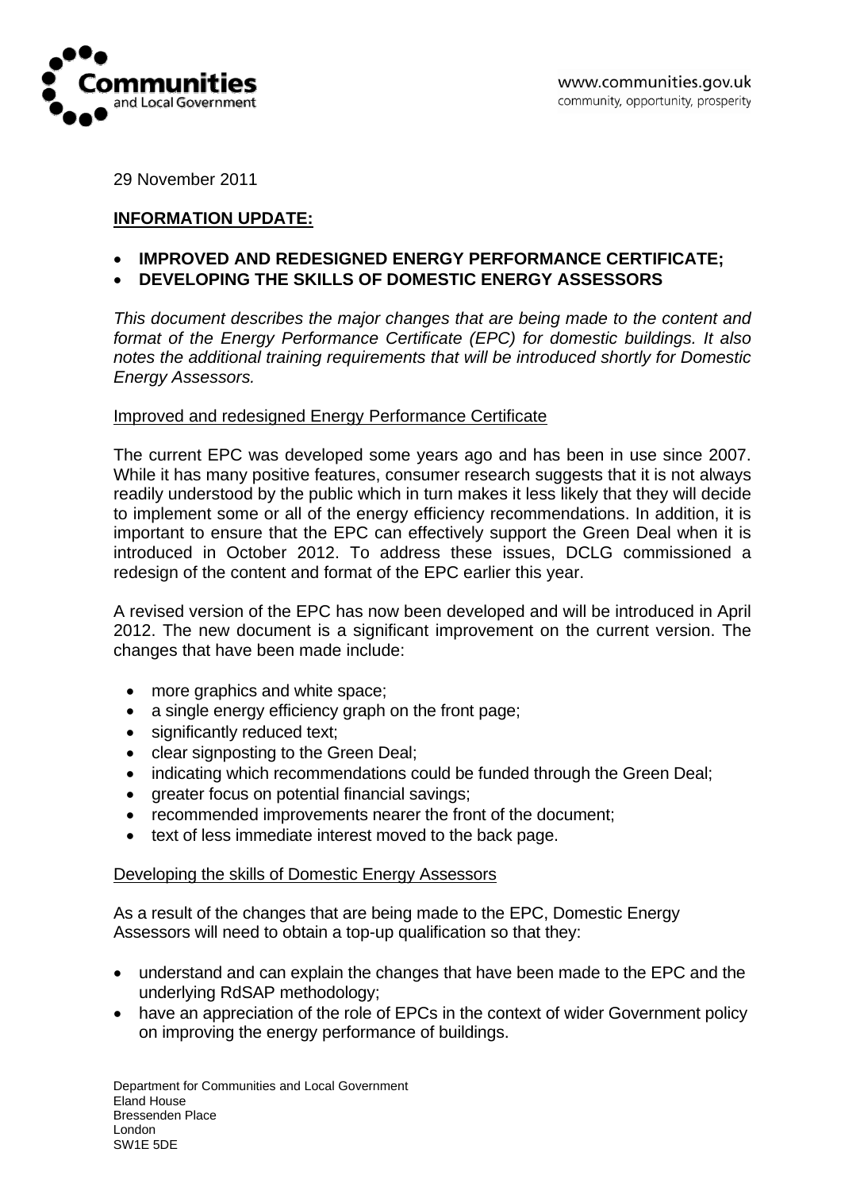Communities and Local Government

www.communities.gov.uk
community, opportunity, prosperity

29 November 2011

**INFORMATION UPDATE:**

- **IMPROVED AND REDESIGNED ENERGY PERFORMANCE CERTIFICATE;**
- **DEVELOPING THE SKILLS OF DOMESTIC ENERGY ASSESSORS**

*This document describes the major changes that are being made to the content and format of the Energy Performance Certificate (EPC) for domestic buildings. It also notes the additional training requirements that will be introduced shortly for Domestic Energy Assessors.*

## Improved and redesigned Energy Performance Certificate

The current EPC was developed some years ago and has been in use since 2007. While it has many positive features, consumer research suggests that it is not always readily understood by the public which in turn makes it less likely that they will decide to implement some or all of the energy efficiency recommendations. In addition, it is important to ensure that the EPC can effectively support the Green Deal when it is introduced in October 2012. To address these issues, DCLG commissioned a redesign of the content and format of the EPC earlier this year.

A revised version of the EPC has now been developed and will be introduced in April 2012. The new document is a significant improvement on the current version. The changes that have been made include:

- more graphics and white space;
- a single energy efficiency graph on the front page;
- significantly reduced text;
- clear signposting to the Green Deal;
- indicating which recommendations could be funded through the Green Deal;
- greater focus on potential financial savings;
- recommended improvements nearer the front of the document;
- text of less immediate interest moved to the back page.

## Developing the skills of Domestic Energy Assessors

As a result of the changes that are being made to the EPC, Domestic Energy Assessors will need to obtain a top-up qualification so that they:

- understand and can explain the changes that have been made to the EPC and the underlying RdSAP methodology;
- have an appreciation of the role of EPCs in the context of wider Government policy on improving the energy performance of buildings.

Department for Communities and Local Government
Eland House
Bressenden Place
London
SW1E 5DE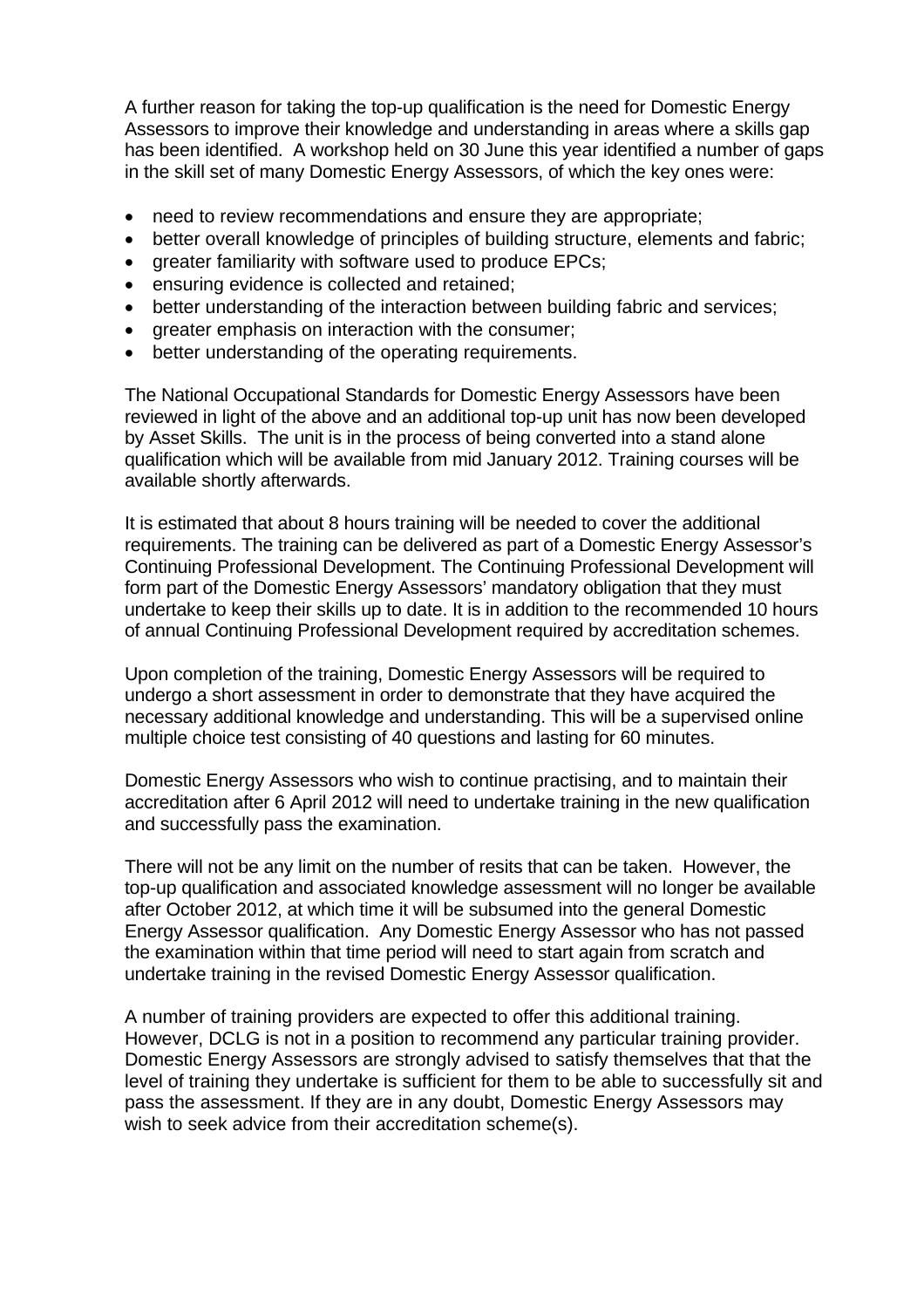A further reason for taking the top-up qualification is the need for Domestic Energy Assessors to improve their knowledge and understanding in areas where a skills gap has been identified. A workshop held on 30 June this year identified a number of gaps in the skill set of many Domestic Energy Assessors, of which the key ones were:

- need to review recommendations and ensure they are appropriate;
- better overall knowledge of principles of building structure, elements and fabric;
- greater familiarity with software used to produce EPCs;
- ensuring evidence is collected and retained;
- better understanding of the interaction between building fabric and services;
- greater emphasis on interaction with the consumer;
- better understanding of the operating requirements.

The National Occupational Standards for Domestic Energy Assessors have been reviewed in light of the above and an additional top-up unit has now been developed by Asset Skills. The unit is in the process of being converted into a stand alone qualification which will be available from mid January 2012. Training courses will be available shortly afterwards.

It is estimated that about 8 hours training will be needed to cover the additional requirements. The training can be delivered as part of a Domestic Energy Assessor's Continuing Professional Development. The Continuing Professional Development will form part of the Domestic Energy Assessors' mandatory obligation that they must undertake to keep their skills up to date. It is in addition to the recommended 10 hours of annual Continuing Professional Development required by accreditation schemes.

Upon completion of the training, Domestic Energy Assessors will be required to undergo a short assessment in order to demonstrate that they have acquired the necessary additional knowledge and understanding. This will be a supervised online multiple choice test consisting of 40 questions and lasting for 60 minutes.

Domestic Energy Assessors who wish to continue practising, and to maintain their accreditation after 6 April 2012 will need to undertake training in the new qualification and successfully pass the examination.

There will not be any limit on the number of resits that can be taken. However, the top-up qualification and associated knowledge assessment will no longer be available after October 2012, at which time it will be subsumed into the general Domestic Energy Assessor qualification. Any Domestic Energy Assessor who has not passed the examination within that time period will need to start again from scratch and undertake training in the revised Domestic Energy Assessor qualification.

A number of training providers are expected to offer this additional training. However, DCLG is not in a position to recommend any particular training provider. Domestic Energy Assessors are strongly advised to satisfy themselves that that the level of training they undertake is sufficient for them to be able to successfully sit and pass the assessment. If they are in any doubt, Domestic Energy Assessors may wish to seek advice from their accreditation scheme(s).